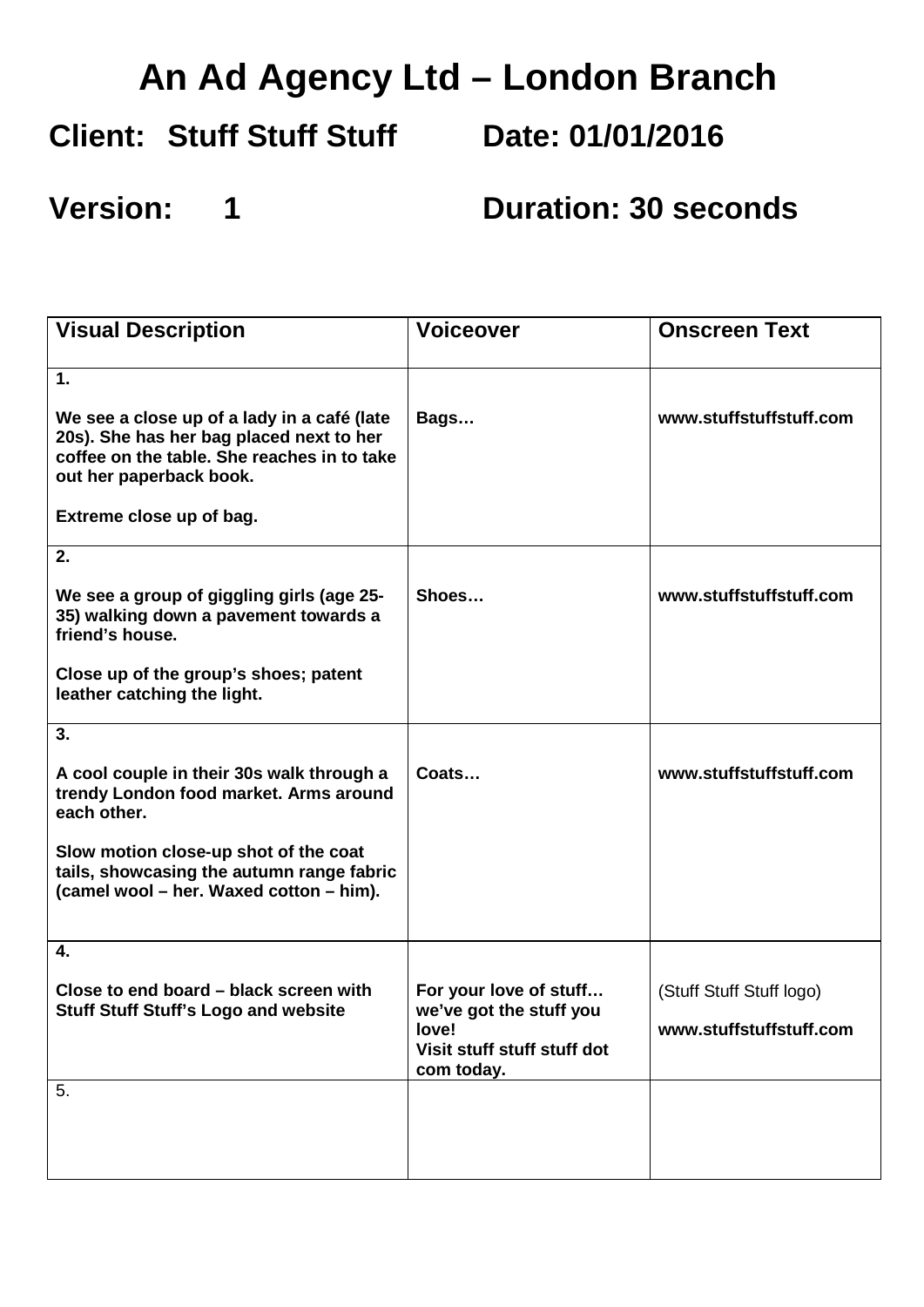# An Ad Agency Ltd – London Branch

## Client: Stuff Stuff Stuff     Date: 01/01/2016

## Version: 1     Duration: 30 seconds

| Visual Description | Voiceover | Onscreen Text |
|---|---|---|
| **1.**<br><br>**We see a close up of a lady in a café (late 20s). She has her bag placed next to her coffee on the table. She reaches in to take out her paperback book.**<br><br>**Extreme close up of bag.** | **Bags…** | **www.stuffstuffstuff.com** |
| **2.**<br><br>**We see a group of giggling girls (age 25-35) walking down a pavement towards a friend's house.**<br><br>**Close up of the group's shoes; patent leather catching the light.** | **Shoes…** | **www.stuffstuffstuff.com** |
| **3.**<br><br>**A cool couple in their 30s walk through a trendy London food market. Arms around each other.**<br><br>**Slow motion close-up shot of the coat tails, showcasing the autumn range fabric (camel wool – her. Waxed cotton – him).** | **Coats…** | **www.stuffstuffstuff.com** |
| **4.**<br><br>**Close to end board – black screen with Stuff Stuff Stuff's Logo and website** | **For your love of stuff… we've got the stuff you love!**<br>**Visit stuff stuff stuff dot com today.** | (Stuff Stuff Stuff logo)<br><br>**www.stuffstuffstuff.com** |
| 5. | | |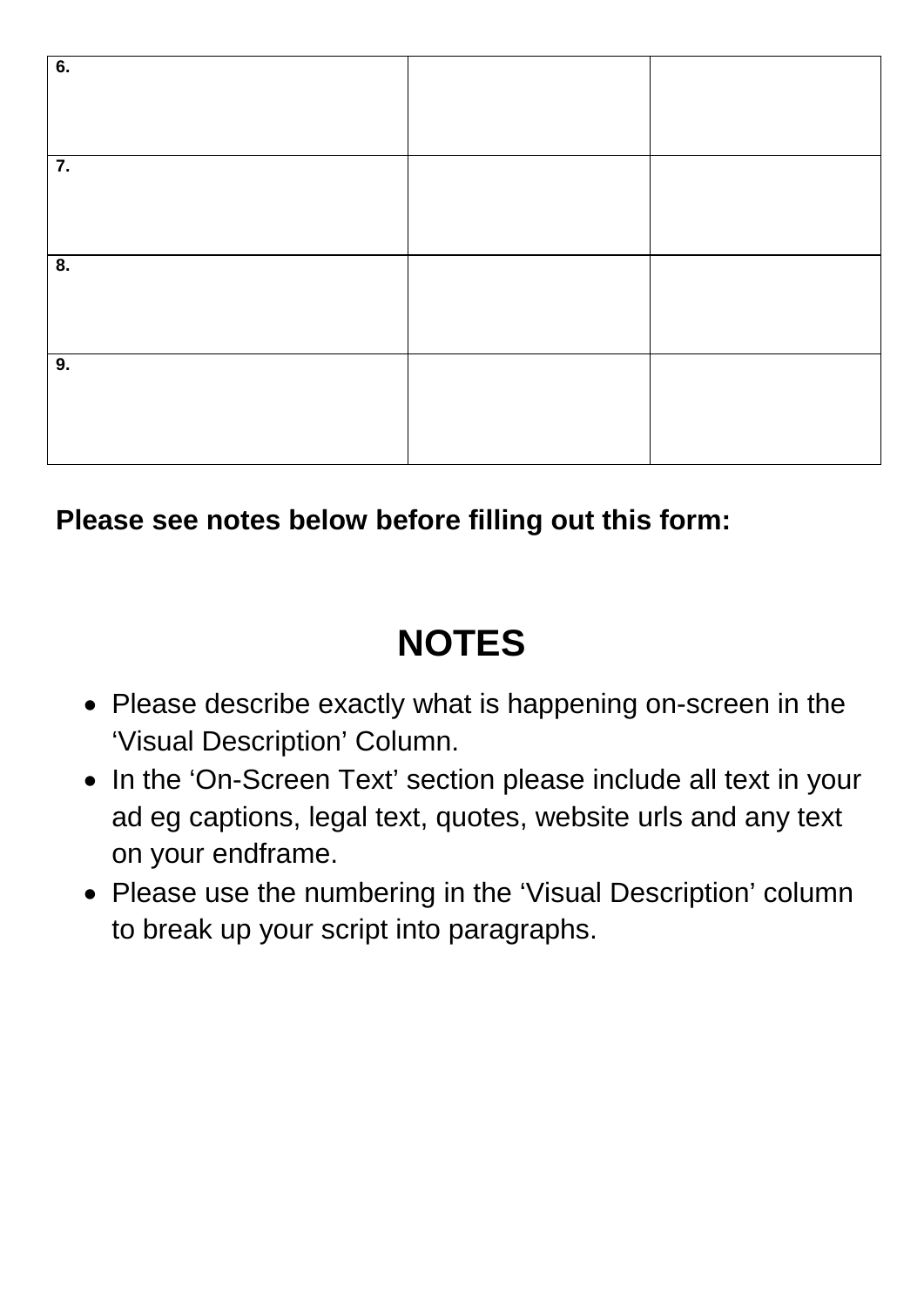| | | |
|---|---|---|
| **6.** | | |
| **7.** | | |
| **8.** | | |
| **9.** | | |

**Please see notes below before filling out this form:**

# NOTES

- Please describe exactly what is happening on-screen in the 'Visual Description' Column.
- In the 'On-Screen Text' section please include all text in your ad eg captions, legal text, quotes, website urls and any text on your endframe.
- Please use the numbering in the 'Visual Description' column to break up your script into paragraphs.